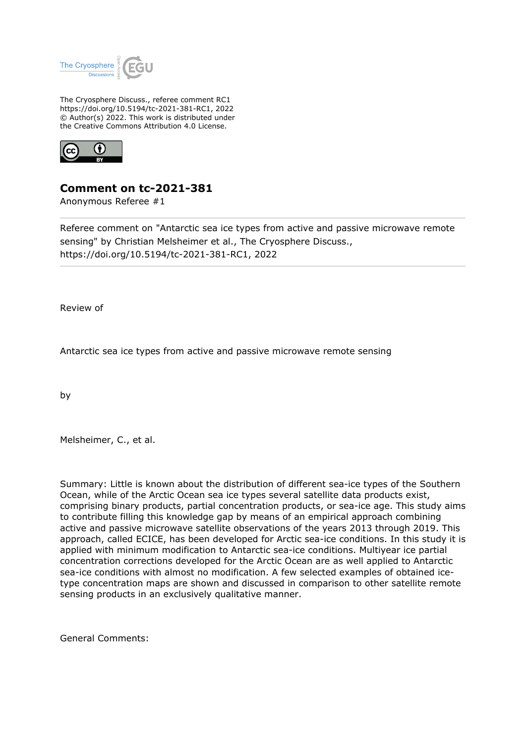The Cryosphere Discuss., referee comment RC1
https://doi.org/10.5194/tc-2021-381-RC1, 2022
© Author(s) 2022. This work is distributed under
the Creative Commons Attribution 4.0 License.

# Comment on tc-2021-381

Anonymous Referee #1

---

Referee comment on "Antarctic sea ice types from active and passive microwave remote sensing" by Christian Melsheimer et al., The Cryosphere Discuss., https://doi.org/10.5194/tc-2021-381-RC1, 2022

---

Review of

Antarctic sea ice types from active and passive microwave remote sensing

by

Melsheimer, C., et al.

Summary: Little is known about the distribution of different sea-ice types of the Southern Ocean, while of the Arctic Ocean sea ice types several satellite data products exist, comprising binary products, partial concentration products, or sea-ice age. This study aims to contribute filling this knowledge gap by means of an empirical approach combining active and passive microwave satellite observations of the years 2013 through 2019. This approach, called ECICE, has been developed for Arctic sea-ice conditions. In this study it is applied with minimum modification to Antarctic sea-ice conditions. Multiyear ice partial concentration corrections developed for the Arctic Ocean are as well applied to Antarctic sea-ice conditions with almost no modification. A few selected examples of obtained ice-type concentration maps are shown and discussed in comparison to other satellite remote sensing products in an exclusively qualitative manner.

General Comments: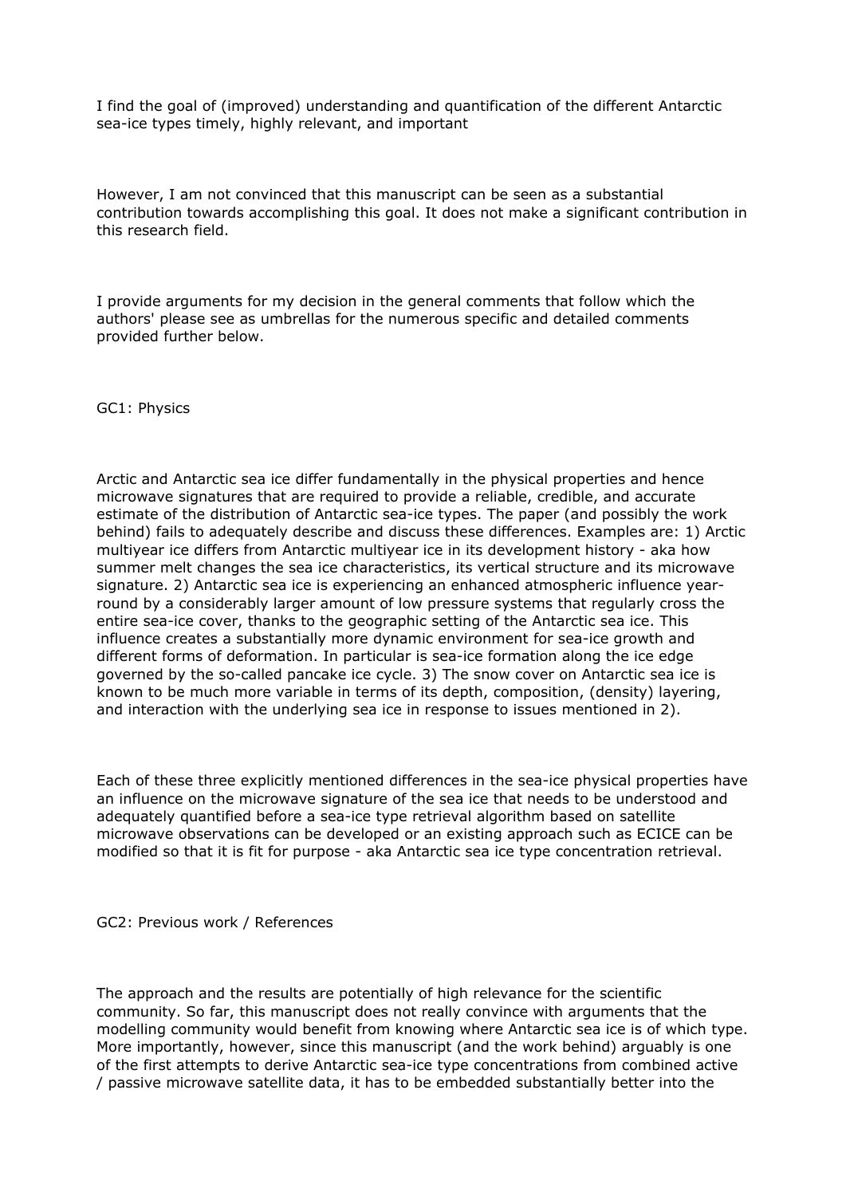I find the goal of (improved) understanding and quantification of the different Antarctic sea-ice types timely, highly relevant, and important

However, I am not convinced that this manuscript can be seen as a substantial contribution towards accomplishing this goal. It does not make a significant contribution in this research field.

I provide arguments for my decision in the general comments that follow which the authors' please see as umbrellas for the numerous specific and detailed comments provided further below.

GC1: Physics

Arctic and Antarctic sea ice differ fundamentally in the physical properties and hence microwave signatures that are required to provide a reliable, credible, and accurate estimate of the distribution of Antarctic sea-ice types. The paper (and possibly the work behind) fails to adequately describe and discuss these differences. Examples are: 1) Arctic multiyear ice differs from Antarctic multiyear ice in its development history - aka how summer melt changes the sea ice characteristics, its vertical structure and its microwave signature. 2) Antarctic sea ice is experiencing an enhanced atmospheric influence year-round by a considerably larger amount of low pressure systems that regularly cross the entire sea-ice cover, thanks to the geographic setting of the Antarctic sea ice. This influence creates a substantially more dynamic environment for sea-ice growth and different forms of deformation. In particular is sea-ice formation along the ice edge governed by the so-called pancake ice cycle. 3) The snow cover on Antarctic sea ice is known to be much more variable in terms of its depth, composition, (density) layering, and interaction with the underlying sea ice in response to issues mentioned in 2).

Each of these three explicitly mentioned differences in the sea-ice physical properties have an influence on the microwave signature of the sea ice that needs to be understood and adequately quantified before a sea-ice type retrieval algorithm based on satellite microwave observations can be developed or an existing approach such as ECICE can be modified so that it is fit for purpose - aka Antarctic sea ice type concentration retrieval.

GC2: Previous work / References

The approach and the results are potentially of high relevance for the scientific community. So far, this manuscript does not really convince with arguments that the modelling community would benefit from knowing where Antarctic sea ice is of which type. More importantly, however, since this manuscript (and the work behind) arguably is one of the first attempts to derive Antarctic sea-ice type concentrations from combined active / passive microwave satellite data, it has to be embedded substantially better into the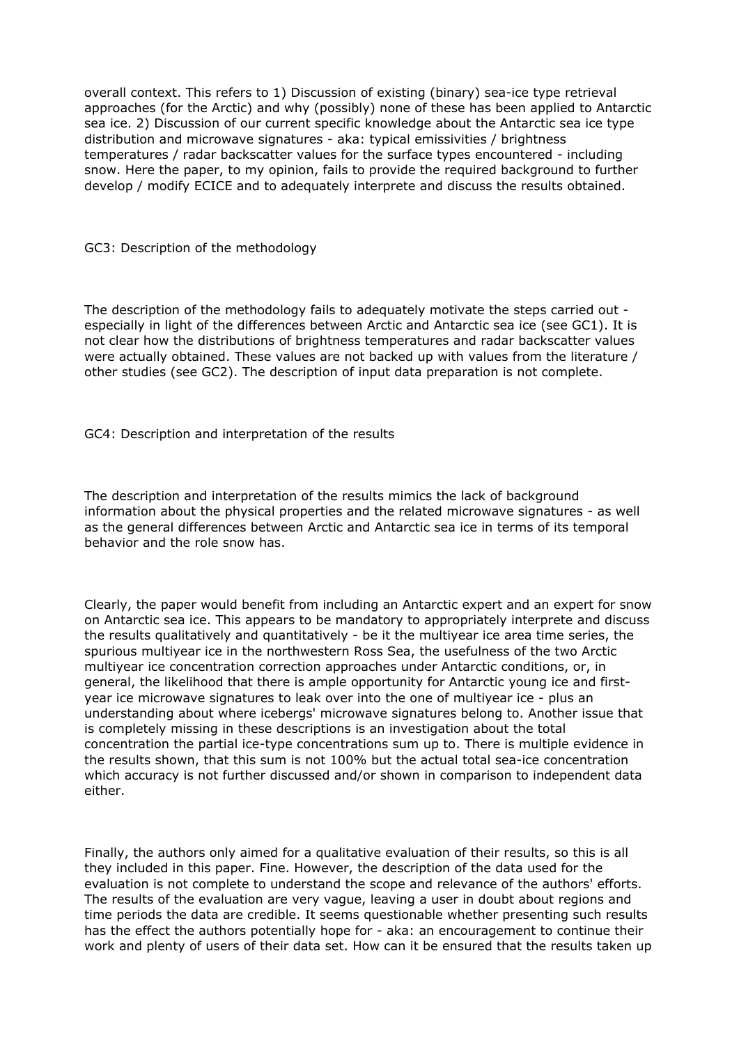overall context. This refers to 1) Discussion of existing (binary) sea-ice type retrieval approaches (for the Arctic) and why (possibly) none of these has been applied to Antarctic sea ice. 2) Discussion of our current specific knowledge about the Antarctic sea ice type distribution and microwave signatures - aka: typical emissivities / brightness temperatures / radar backscatter values for the surface types encountered - including snow. Here the paper, to my opinion, fails to provide the required background to further develop / modify ECICE and to adequately interprete and discuss the results obtained.

GC3: Description of the methodology

The description of the methodology fails to adequately motivate the steps carried out - especially in light of the differences between Arctic and Antarctic sea ice (see GC1). It is not clear how the distributions of brightness temperatures and radar backscatter values were actually obtained. These values are not backed up with values from the literature / other studies (see GC2). The description of input data preparation is not complete.

GC4: Description and interpretation of the results

The description and interpretation of the results mimics the lack of background information about the physical properties and the related microwave signatures - as well as the general differences between Arctic and Antarctic sea ice in terms of its temporal behavior and the role snow has.

Clearly, the paper would benefit from including an Antarctic expert and an expert for snow on Antarctic sea ice. This appears to be mandatory to appropriately interprete and discuss the results qualitatively and quantitatively - be it the multiyear ice area time series, the spurious multiyear ice in the northwestern Ross Sea, the usefulness of the two Arctic multiyear ice concentration correction approaches under Antarctic conditions, or, in general, the likelihood that there is ample opportunity for Antarctic young ice and first-year ice microwave signatures to leak over into the one of multiyear ice - plus an understanding about where icebergs' microwave signatures belong to. Another issue that is completely missing in these descriptions is an investigation about the total concentration the partial ice-type concentrations sum up to. There is multiple evidence in the results shown, that this sum is not 100% but the actual total sea-ice concentration which accuracy is not further discussed and/or shown in comparison to independent data either.

Finally, the authors only aimed for a qualitative evaluation of their results, so this is all they included in this paper. Fine. However, the description of the data used for the evaluation is not complete to understand the scope and relevance of the authors' efforts. The results of the evaluation are very vague, leaving a user in doubt about regions and time periods the data are credible. It seems questionable whether presenting such results has the effect the authors potentially hope for - aka: an encouragement to continue their work and plenty of users of their data set. How can it be ensured that the results taken up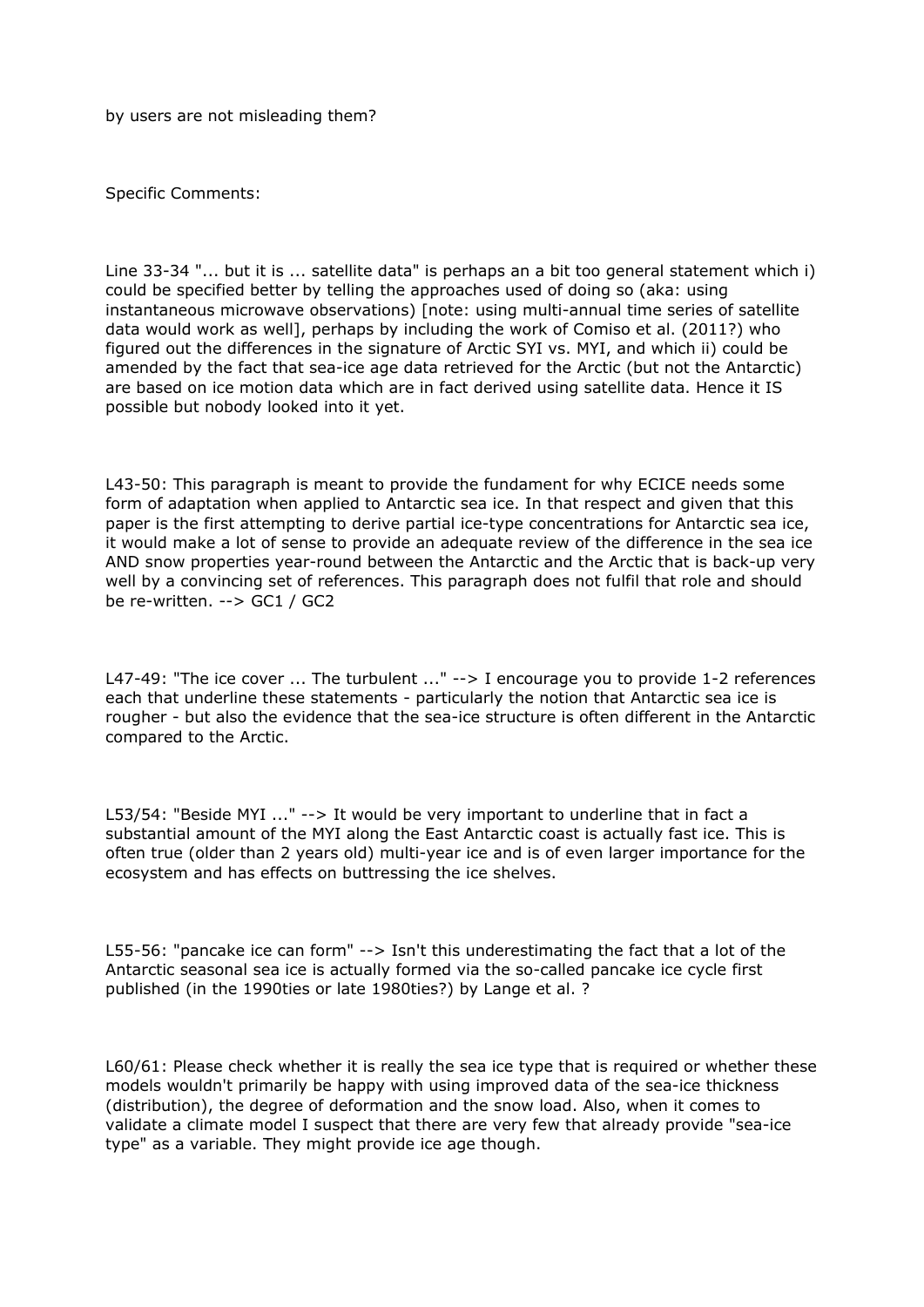by users are not misleading them?

Specific Comments:

Line 33-34 "... but it is ... satellite data" is perhaps an a bit too general statement which i) could be specified better by telling the approaches used of doing so (aka: using instantaneous microwave observations) [note: using multi-annual time series of satellite data would work as well], perhaps by including the work of Comiso et al. (2011?) who figured out the differences in the signature of Arctic SYI vs. MYI, and which ii) could be amended by the fact that sea-ice age data retrieved for the Arctic (but not the Antarctic) are based on ice motion data which are in fact derived using satellite data. Hence it IS possible but nobody looked into it yet.

L43-50: This paragraph is meant to provide the fundament for why ECICE needs some form of adaptation when applied to Antarctic sea ice. In that respect and given that this paper is the first attempting to derive partial ice-type concentrations for Antarctic sea ice, it would make a lot of sense to provide an adequate review of the difference in the sea ice AND snow properties year-round between the Antarctic and the Arctic that is back-up very well by a convincing set of references. This paragraph does not fulfil that role and should be re-written. --> GC1 / GC2

L47-49: "The ice cover ... The turbulent ..." --> I encourage you to provide 1-2 references each that underline these statements - particularly the notion that Antarctic sea ice is rougher - but also the evidence that the sea-ice structure is often different in the Antarctic compared to the Arctic.

L53/54: "Beside MYI ..." --> It would be very important to underline that in fact a substantial amount of the MYI along the East Antarctic coast is actually fast ice. This is often true (older than 2 years old) multi-year ice and is of even larger importance for the ecosystem and has effects on buttressing the ice shelves.

L55-56: "pancake ice can form" --> Isn't this underestimating the fact that a lot of the Antarctic seasonal sea ice is actually formed via the so-called pancake ice cycle first published (in the 1990ties or late 1980ties?) by Lange et al. ?

L60/61: Please check whether it is really the sea ice type that is required or whether these models wouldn't primarily be happy with using improved data of the sea-ice thickness (distribution), the degree of deformation and the snow load. Also, when it comes to validate a climate model I suspect that there are very few that already provide "sea-ice type" as a variable. They might provide ice age though.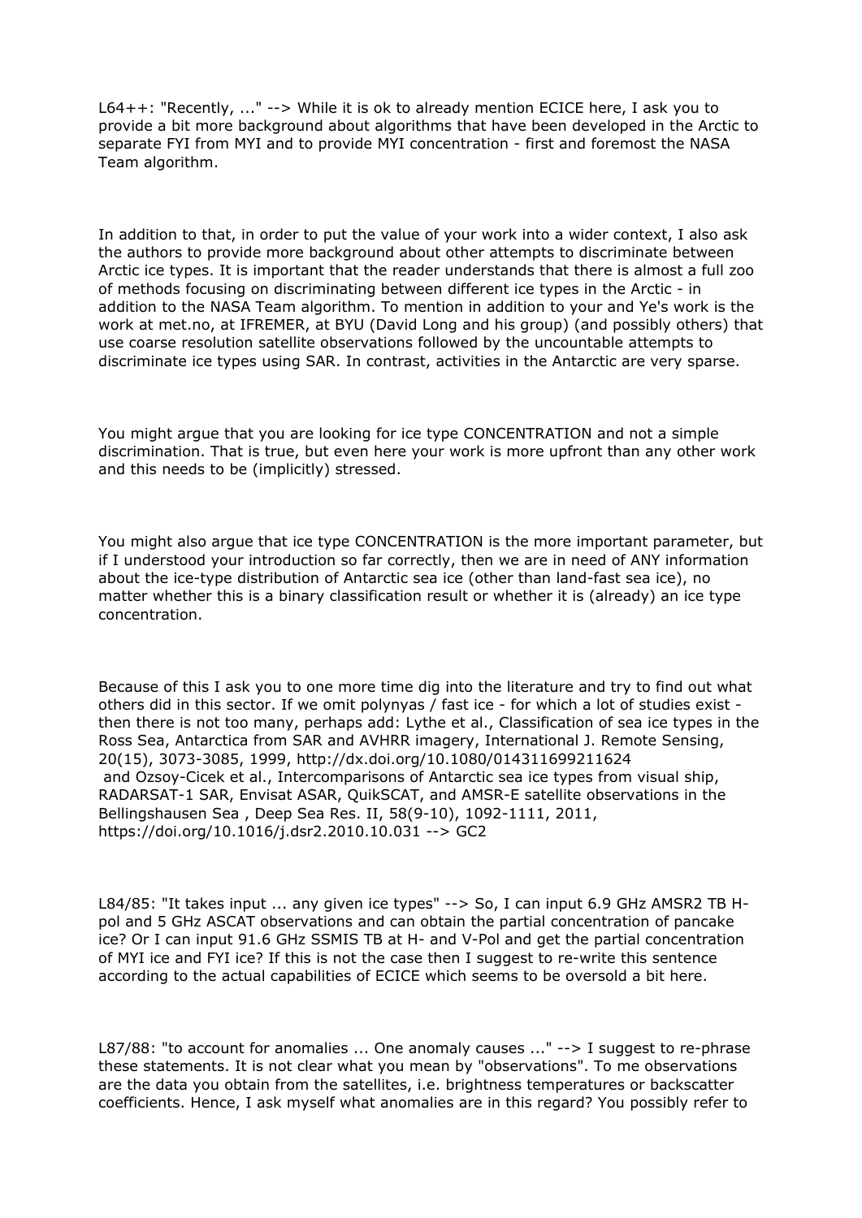L64++: "Recently, ..." --> While it is ok to already mention ECICE here, I ask you to provide a bit more background about algorithms that have been developed in the Arctic to separate FYI from MYI and to provide MYI concentration - first and foremost the NASA Team algorithm.

In addition to that, in order to put the value of your work into a wider context, I also ask the authors to provide more background about other attempts to discriminate between Arctic ice types. It is important that the reader understands that there is almost a full zoo of methods focusing on discriminating between different ice types in the Arctic - in addition to the NASA Team algorithm. To mention in addition to your and Ye's work is the work at met.no, at IFREMER, at BYU (David Long and his group) (and possibly others) that use coarse resolution satellite observations followed by the uncountable attempts to discriminate ice types using SAR. In contrast, activities in the Antarctic are very sparse.

You might argue that you are looking for ice type CONCENTRATION and not a simple discrimination. That is true, but even here your work is more upfront than any other work and this needs to be (implicitly) stressed.

You might also argue that ice type CONCENTRATION is the more important parameter, but if I understood your introduction so far correctly, then we are in need of ANY information about the ice-type distribution of Antarctic sea ice (other than land-fast sea ice), no matter whether this is a binary classification result or whether it is (already) an ice type concentration.

Because of this I ask you to one more time dig into the literature and try to find out what others did in this sector. If we omit polynyas / fast ice - for which a lot of studies exist - then there is not too many, perhaps add: Lythe et al., Classification of sea ice types in the Ross Sea, Antarctica from SAR and AVHRR imagery, International J. Remote Sensing, 20(15), 3073-3085, 1999, http://dx.doi.org/10.1080/014311699211624
and Ozsoy-Cicek et al., Intercomparisons of Antarctic sea ice types from visual ship, RADARSAT-1 SAR, Envisat ASAR, QuikSCAT, and AMSR-E satellite observations in the Bellingshausen Sea , Deep Sea Res. II, 58(9-10), 1092-1111, 2011, https://doi.org/10.1016/j.dsr2.2010.10.031 --> GC2

L84/85: "It takes input ... any given ice types" --> So, I can input 6.9 GHz AMSR2 TB H-pol and 5 GHz ASCAT observations and can obtain the partial concentration of pancake ice? Or I can input 91.6 GHz SSMIS TB at H- and V-Pol and get the partial concentration of MYI ice and FYI ice? If this is not the case then I suggest to re-write this sentence according to the actual capabilities of ECICE which seems to be oversold a bit here.

L87/88: "to account for anomalies ... One anomaly causes ..." --> I suggest to re-phrase these statements. It is not clear what you mean by "observations". To me observations are the data you obtain from the satellites, i.e. brightness temperatures or backscatter coefficients. Hence, I ask myself what anomalies are in this regard? You possibly refer to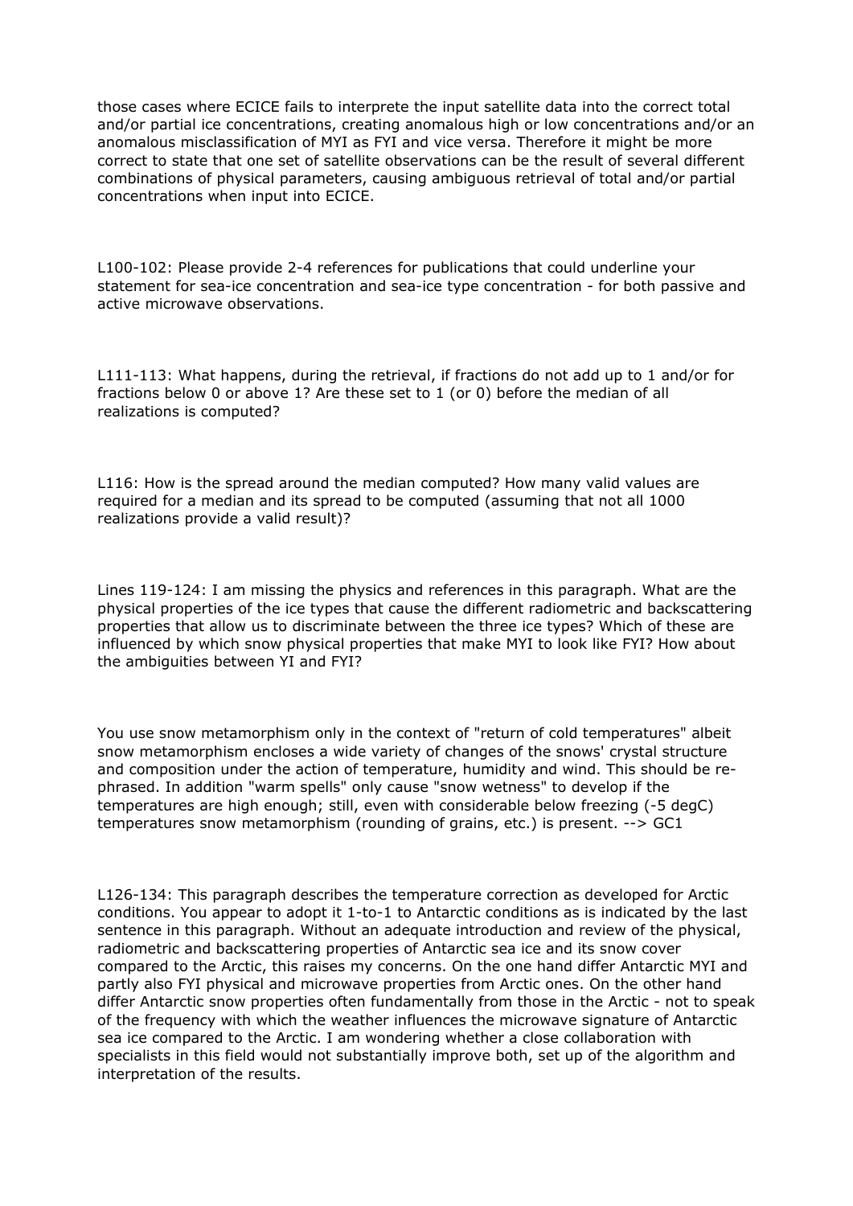those cases where ECICE fails to interprete the input satellite data into the correct total and/or partial ice concentrations, creating anomalous high or low concentrations and/or an anomalous misclassification of MYI as FYI and vice versa. Therefore it might be more correct to state that one set of satellite observations can be the result of several different combinations of physical parameters, causing ambiguous retrieval of total and/or partial concentrations when input into ECICE.

L100-102: Please provide 2-4 references for publications that could underline your statement for sea-ice concentration and sea-ice type concentration - for both passive and active microwave observations.

L111-113: What happens, during the retrieval, if fractions do not add up to 1 and/or for fractions below 0 or above 1? Are these set to 1 (or 0) before the median of all realizations is computed?

L116: How is the spread around the median computed? How many valid values are required for a median and its spread to be computed (assuming that not all 1000 realizations provide a valid result)?

Lines 119-124: I am missing the physics and references in this paragraph. What are the physical properties of the ice types that cause the different radiometric and backscattering properties that allow us to discriminate between the three ice types? Which of these are influenced by which snow physical properties that make MYI to look like FYI? How about the ambiguities between YI and FYI?

You use snow metamorphism only in the context of "return of cold temperatures" albeit snow metamorphism encloses a wide variety of changes of the snows' crystal structure and composition under the action of temperature, humidity and wind. This should be re-phrased. In addition "warm spells" only cause "snow wetness" to develop if the temperatures are high enough; still, even with considerable below freezing (-5 degC) temperatures snow metamorphism (rounding of grains, etc.) is present. --> GC1

L126-134: This paragraph describes the temperature correction as developed for Arctic conditions. You appear to adopt it 1-to-1 to Antarctic conditions as is indicated by the last sentence in this paragraph. Without an adequate introduction and review of the physical, radiometric and backscattering properties of Antarctic sea ice and its snow cover compared to the Arctic, this raises my concerns. On the one hand differ Antarctic MYI and partly also FYI physical and microwave properties from Arctic ones. On the other hand differ Antarctic snow properties often fundamentally from those in the Arctic - not to speak of the frequency with which the weather influences the microwave signature of Antarctic sea ice compared to the Arctic. I am wondering whether a close collaboration with specialists in this field would not substantially improve both, set up of the algorithm and interpretation of the results.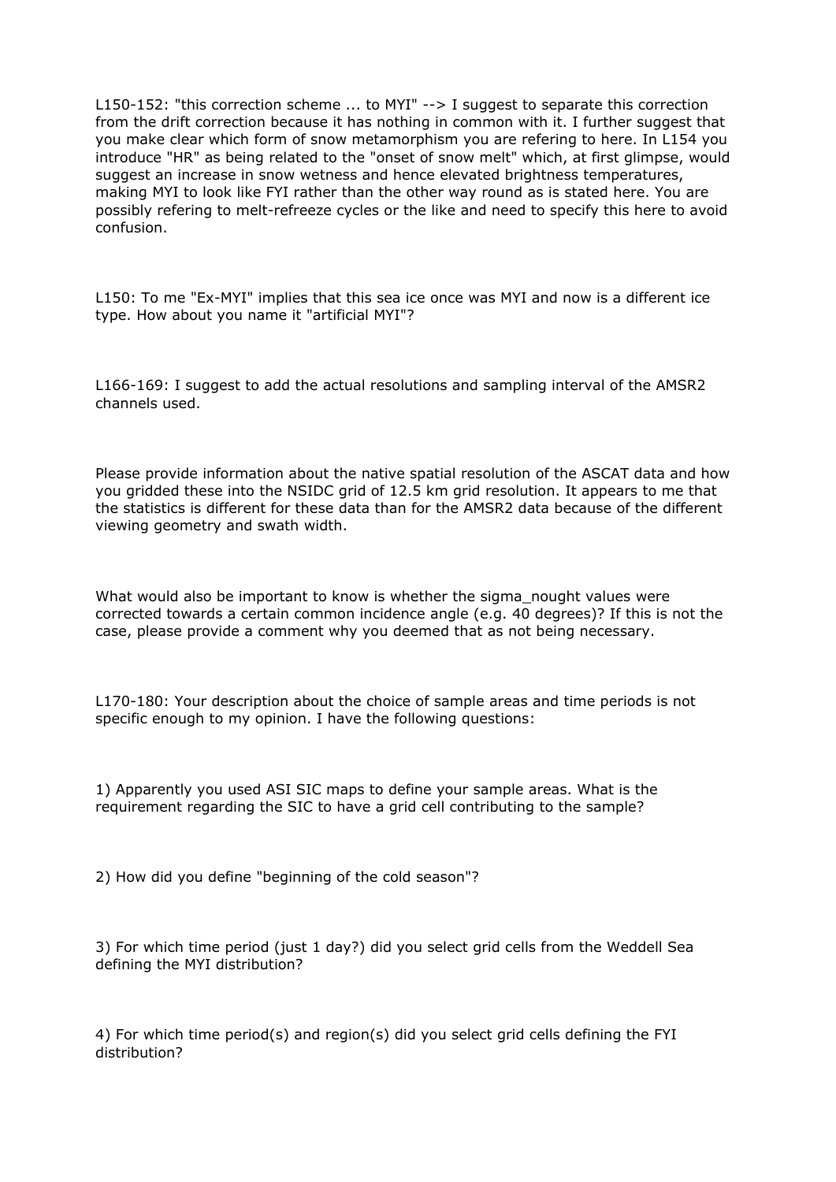L150-152: "this correction scheme ... to MYI" --> I suggest to separate this correction from the drift correction because it has nothing in common with it. I further suggest that you make clear which form of snow metamorphism you are refering to here. In L154 you introduce "HR" as being related to the "onset of snow melt" which, at first glimpse, would suggest an increase in snow wetness and hence elevated brightness temperatures, making MYI to look like FYI rather than the other way round as is stated here. You are possibly refering to melt-refreeze cycles or the like and need to specify this here to avoid confusion.

L150: To me "Ex-MYI" implies that this sea ice once was MYI and now is a different ice type. How about you name it "artificial MYI"?

L166-169: I suggest to add the actual resolutions and sampling interval of the AMSR2 channels used.

Please provide information about the native spatial resolution of the ASCAT data and how you gridded these into the NSIDC grid of 12.5 km grid resolution. It appears to me that the statistics is different for these data than for the AMSR2 data because of the different viewing geometry and swath width.

What would also be important to know is whether the sigma_nought values were corrected towards a certain common incidence angle (e.g. 40 degrees)? If this is not the case, please provide a comment why you deemed that as not being necessary.

L170-180: Your description about the choice of sample areas and time periods is not specific enough to my opinion. I have the following questions:

1) Apparently you used ASI SIC maps to define your sample areas. What is the requirement regarding the SIC to have a grid cell contributing to the sample?

2) How did you define "beginning of the cold season"?

3) For which time period (just 1 day?) did you select grid cells from the Weddell Sea defining the MYI distribution?

4) For which time period(s) and region(s) did you select grid cells defining the FYI distribution?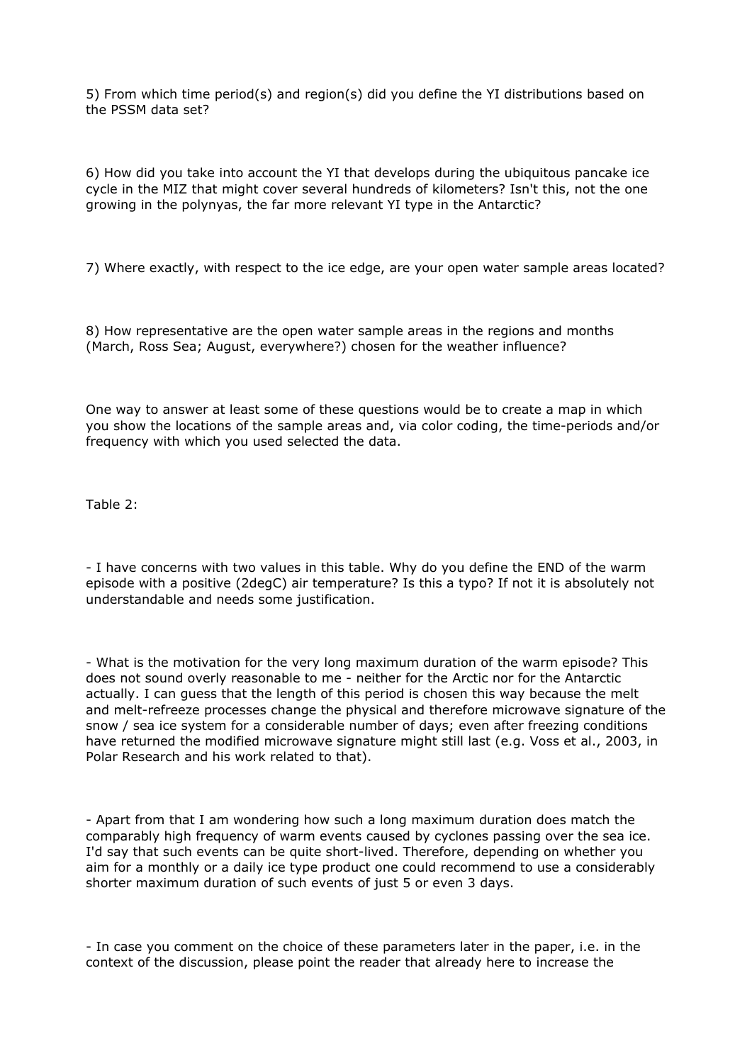5) From which time period(s) and region(s) did you define the YI distributions based on the PSSM data set?

6) How did you take into account the YI that develops during the ubiquitous pancake ice cycle in the MIZ that might cover several hundreds of kilometers? Isn't this, not the one growing in the polynyas, the far more relevant YI type in the Antarctic?

7) Where exactly, with respect to the ice edge, are your open water sample areas located?

8) How representative are the open water sample areas in the regions and months (March, Ross Sea; August, everywhere?) chosen for the weather influence?

One way to answer at least some of these questions would be to create a map in which you show the locations of the sample areas and, via color coding, the time-periods and/or frequency with which you used selected the data.

Table 2:

- I have concerns with two values in this table. Why do you define the END of the warm episode with a positive (2degC) air temperature? Is this a typo? If not it is absolutely not understandable and needs some justification.

- What is the motivation for the very long maximum duration of the warm episode? This does not sound overly reasonable to me - neither for the Arctic nor for the Antarctic actually. I can guess that the length of this period is chosen this way because the melt and melt-refreeze processes change the physical and therefore microwave signature of the snow / sea ice system for a considerable number of days; even after freezing conditions have returned the modified microwave signature might still last (e.g. Voss et al., 2003, in Polar Research and his work related to that).

- Apart from that I am wondering how such a long maximum duration does match the comparably high frequency of warm events caused by cyclones passing over the sea ice. I'd say that such events can be quite short-lived. Therefore, depending on whether you aim for a monthly or a daily ice type product one could recommend to use a considerably shorter maximum duration of such events of just 5 or even 3 days.

- In case you comment on the choice of these parameters later in the paper, i.e. in the context of the discussion, please point the reader that already here to increase the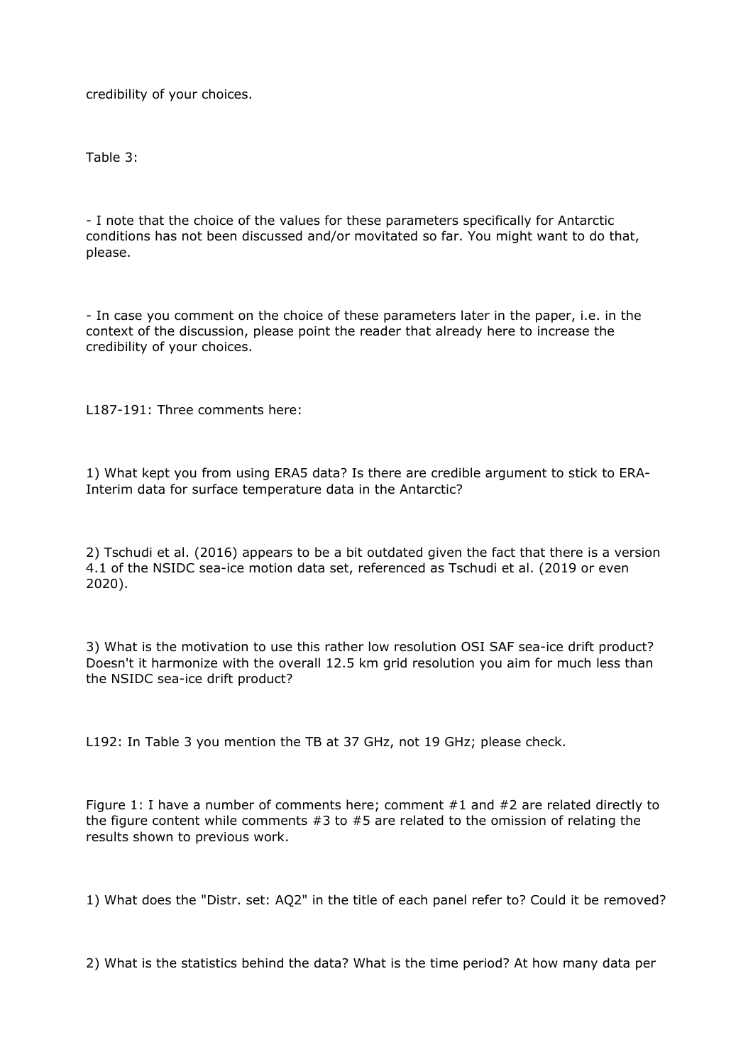credibility of your choices.

Table 3:

- I note that the choice of the values for these parameters specifically for Antarctic conditions has not been discussed and/or movitated so far. You might want to do that, please.

- In case you comment on the choice of these parameters later in the paper, i.e. in the context of the discussion, please point the reader that already here to increase the credibility of your choices.

L187-191: Three comments here:

1) What kept you from using ERA5 data? Is there are credible argument to stick to ERA-Interim data for surface temperature data in the Antarctic?

2) Tschudi et al. (2016) appears to be a bit outdated given the fact that there is a version 4.1 of the NSIDC sea-ice motion data set, referenced as Tschudi et al. (2019 or even 2020).

3) What is the motivation to use this rather low resolution OSI SAF sea-ice drift product? Doesn't it harmonize with the overall 12.5 km grid resolution you aim for much less than the NSIDC sea-ice drift product?

L192: In Table 3 you mention the TB at 37 GHz, not 19 GHz; please check.

Figure 1: I have a number of comments here; comment #1 and #2 are related directly to the figure content while comments #3 to #5 are related to the omission of relating the results shown to previous work.

1) What does the "Distr. set: AQ2" in the title of each panel refer to? Could it be removed?

2) What is the statistics behind the data? What is the time period? At how many data per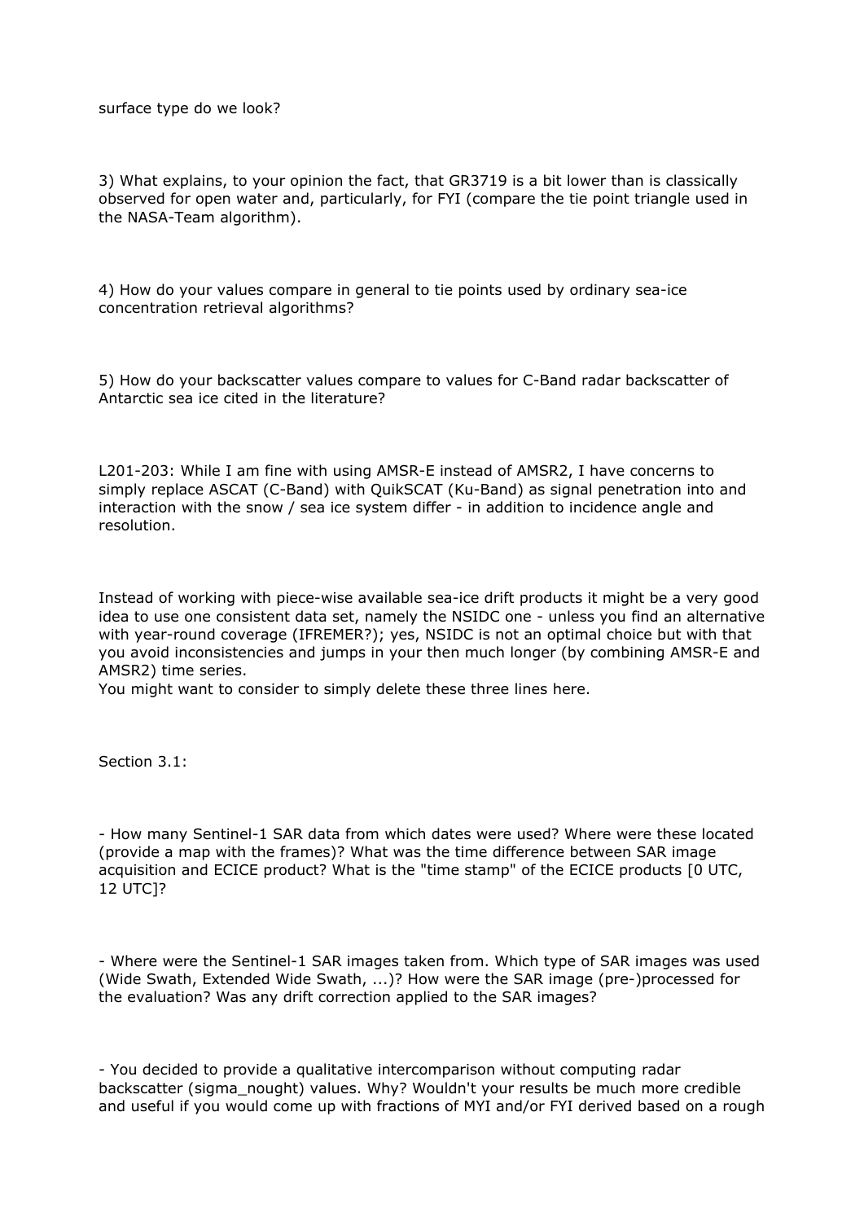surface type do we look?

3) What explains, to your opinion the fact, that GR3719 is a bit lower than is classically observed for open water and, particularly, for FYI (compare the tie point triangle used in the NASA-Team algorithm).

4) How do your values compare in general to tie points used by ordinary sea-ice concentration retrieval algorithms?

5) How do your backscatter values compare to values for C-Band radar backscatter of Antarctic sea ice cited in the literature?

L201-203: While I am fine with using AMSR-E instead of AMSR2, I have concerns to simply replace ASCAT (C-Band) with QuikSCAT (Ku-Band) as signal penetration into and interaction with the snow / sea ice system differ - in addition to incidence angle and resolution.

Instead of working with piece-wise available sea-ice drift products it might be a very good idea to use one consistent data set, namely the NSIDC one - unless you find an alternative with year-round coverage (IFREMER?); yes, NSIDC is not an optimal choice but with that you avoid inconsistencies and jumps in your then much longer (by combining AMSR-E and AMSR2) time series.
You might want to consider to simply delete these three lines here.

Section 3.1:

- How many Sentinel-1 SAR data from which dates were used? Where were these located (provide a map with the frames)? What was the time difference between SAR image acquisition and ECICE product? What is the "time stamp" of the ECICE products [0 UTC, 12 UTC]?

- Where were the Sentinel-1 SAR images taken from. Which type of SAR images was used (Wide Swath, Extended Wide Swath, ...)? How were the SAR image (pre-)processed for the evaluation? Was any drift correction applied to the SAR images?

- You decided to provide a qualitative intercomparison without computing radar backscatter (sigma_nought) values. Why? Wouldn't your results be much more credible and useful if you would come up with fractions of MYI and/or FYI derived based on a rough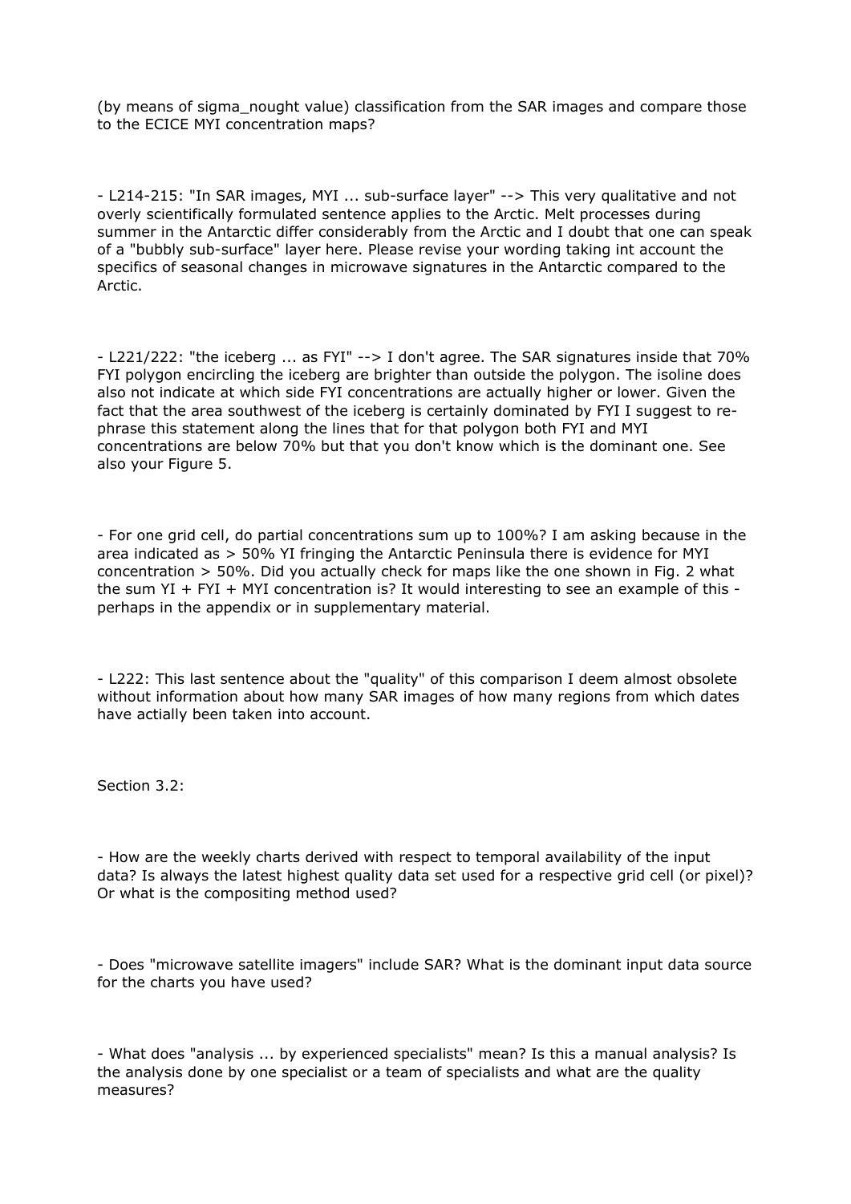(by means of sigma_nought value) classification from the SAR images and compare those to the ECICE MYI concentration maps?

- L214-215: "In SAR images, MYI ... sub-surface layer" --> This very qualitative and not overly scientifically formulated sentence applies to the Arctic. Melt processes during summer in the Antarctic differ considerably from the Arctic and I doubt that one can speak of a "bubbly sub-surface" layer here. Please revise your wording taking int account the specifics of seasonal changes in microwave signatures in the Antarctic compared to the Arctic.

- L221/222: "the iceberg ... as FYI" --> I don't agree. The SAR signatures inside that 70% FYI polygon encircling the iceberg are brighter than outside the polygon. The isoline does also not indicate at which side FYI concentrations are actually higher or lower. Given the fact that the area southwest of the iceberg is certainly dominated by FYI I suggest to re-phrase this statement along the lines that for that polygon both FYI and MYI concentrations are below 70% but that you don't know which is the dominant one. See also your Figure 5.

- For one grid cell, do partial concentrations sum up to 100%? I am asking because in the area indicated as > 50% YI fringing the Antarctic Peninsula there is evidence for MYI concentration > 50%. Did you actually check for maps like the one shown in Fig. 2 what the sum YI + FYI + MYI concentration is? It would interesting to see an example of this - perhaps in the appendix or in supplementary material.

- L222: This last sentence about the "quality" of this comparison I deem almost obsolete without information about how many SAR images of how many regions from which dates have actially been taken into account.

Section 3.2:

- How are the weekly charts derived with respect to temporal availability of the input data? Is always the latest highest quality data set used for a respective grid cell (or pixel)? Or what is the compositing method used?

- Does "microwave satellite imagers" include SAR? What is the dominant input data source for the charts you have used?

- What does "analysis ... by experienced specialists" mean? Is this a manual analysis? Is the analysis done by one specialist or a team of specialists and what are the quality measures?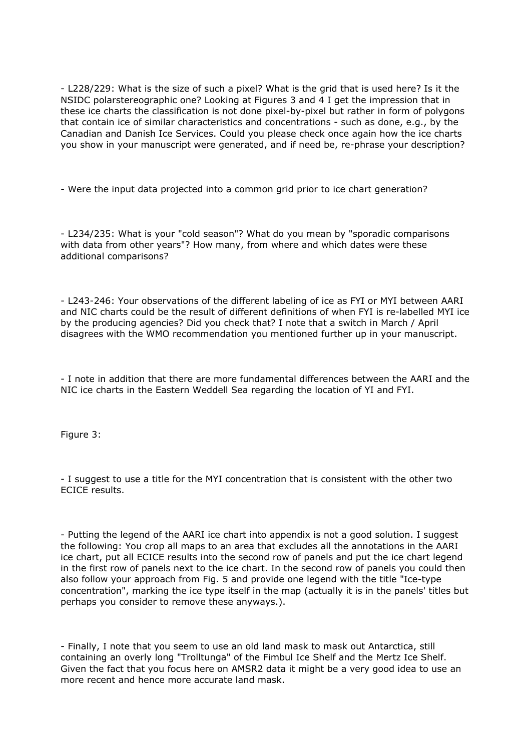- L228/229: What is the size of such a pixel? What is the grid that is used here? Is it the NSIDC polarstereographic one? Looking at Figures 3 and 4 I get the impression that in these ice charts the classification is not done pixel-by-pixel but rather in form of polygons that contain ice of similar characteristics and concentrations - such as done, e.g., by the Canadian and Danish Ice Services. Could you please check once again how the ice charts you show in your manuscript were generated, and if need be, re-phrase your description?

- Were the input data projected into a common grid prior to ice chart generation?

- L234/235: What is your "cold season"? What do you mean by "sporadic comparisons with data from other years"? How many, from where and which dates were these additional comparisons?

- L243-246: Your observations of the different labeling of ice as FYI or MYI between AARI and NIC charts could be the result of different definitions of when FYI is re-labelled MYI ice by the producing agencies? Did you check that? I note that a switch in March / April disagrees with the WMO recommendation you mentioned further up in your manuscript.

- I note in addition that there are more fundamental differences between the AARI and the NIC ice charts in the Eastern Weddell Sea regarding the location of YI and FYI.

Figure 3:

- I suggest to use a title for the MYI concentration that is consistent with the other two ECICE results.

- Putting the legend of the AARI ice chart into appendix is not a good solution. I suggest the following: You crop all maps to an area that excludes all the annotations in the AARI ice chart, put all ECICE results into the second row of panels and put the ice chart legend in the first row of panels next to the ice chart. In the second row of panels you could then also follow your approach from Fig. 5 and provide one legend with the title "Ice-type concentration", marking the ice type itself in the map (actually it is in the panels' titles but perhaps you consider to remove these anyways.).

- Finally, I note that you seem to use an old land mask to mask out Antarctica, still containing an overly long "Trolltunga" of the Fimbul Ice Shelf and the Mertz Ice Shelf. Given the fact that you focus here on AMSR2 data it might be a very good idea to use an more recent and hence more accurate land mask.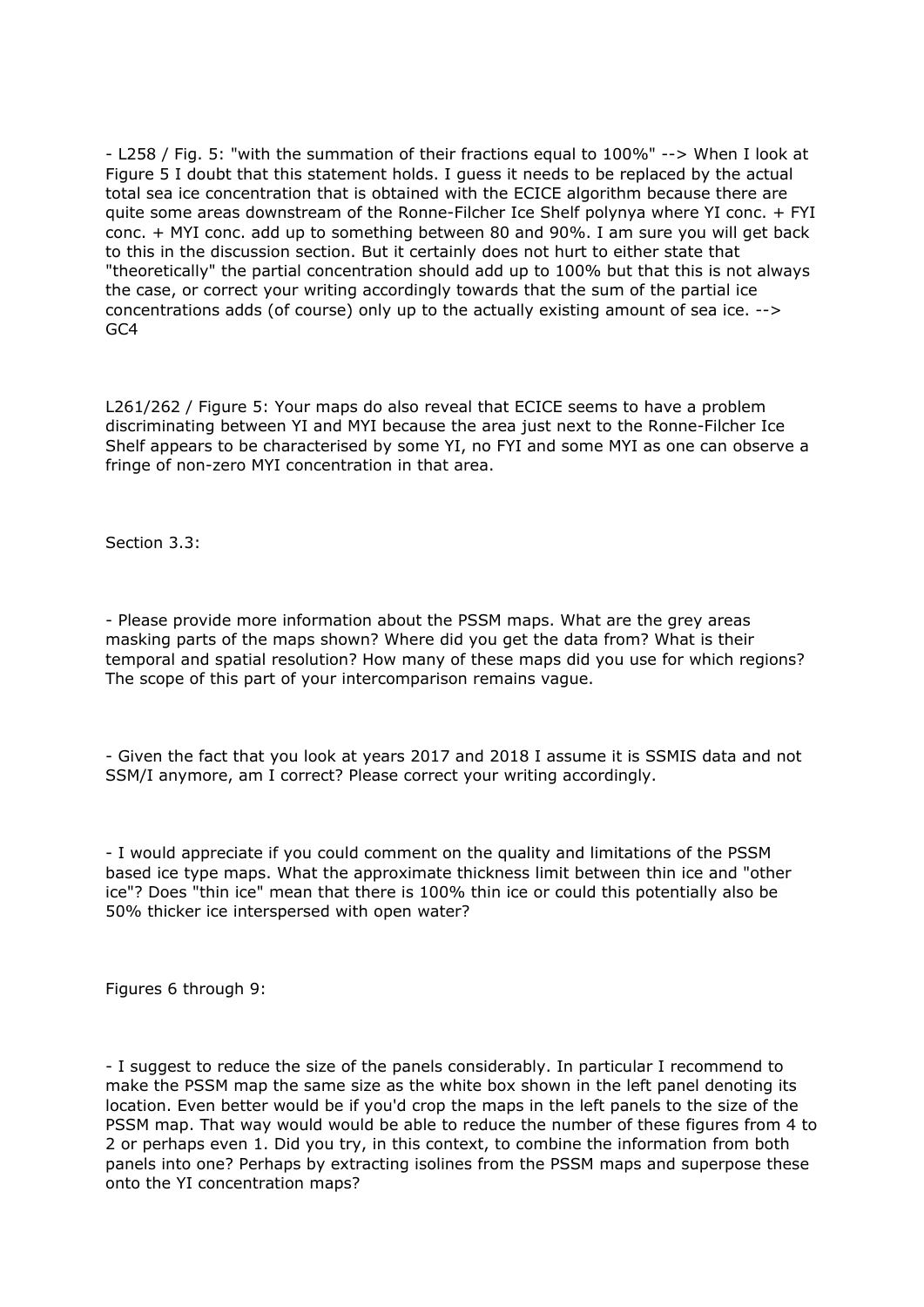- L258 / Fig. 5: "with the summation of their fractions equal to 100%" --> When I look at Figure 5 I doubt that this statement holds. I guess it needs to be replaced by the actual total sea ice concentration that is obtained with the ECICE algorithm because there are quite some areas downstream of the Ronne-Filcher Ice Shelf polynya where YI conc. + FYI conc. + MYI conc. add up to something between 80 and 90%. I am sure you will get back to this in the discussion section. But it certainly does not hurt to either state that "theoretically" the partial concentration should add up to 100% but that this is not always the case, or correct your writing accordingly towards that the sum of the partial ice concentrations adds (of course) only up to the actually existing amount of sea ice. --> GC4

L261/262 / Figure 5: Your maps do also reveal that ECICE seems to have a problem discriminating between YI and MYI because the area just next to the Ronne-Filcher Ice Shelf appears to be characterised by some YI, no FYI and some MYI as one can observe a fringe of non-zero MYI concentration in that area.

Section 3.3:

- Please provide more information about the PSSM maps. What are the grey areas masking parts of the maps shown? Where did you get the data from? What is their temporal and spatial resolution? How many of these maps did you use for which regions? The scope of this part of your intercomparison remains vague.

- Given the fact that you look at years 2017 and 2018 I assume it is SSMIS data and not SSM/I anymore, am I correct? Please correct your writing accordingly.

- I would appreciate if you could comment on the quality and limitations of the PSSM based ice type maps. What the approximate thickness limit between thin ice and "other ice"? Does "thin ice" mean that there is 100% thin ice or could this potentially also be 50% thicker ice interspersed with open water?

Figures 6 through 9:

- I suggest to reduce the size of the panels considerably. In particular I recommend to make the PSSM map the same size as the white box shown in the left panel denoting its location. Even better would be if you'd crop the maps in the left panels to the size of the PSSM map. That way would be able to reduce the number of these figures from 4 to 2 or perhaps even 1. Did you try, in this context, to combine the information from both panels into one? Perhaps by extracting isolines from the PSSM maps and superpose these onto the YI concentration maps?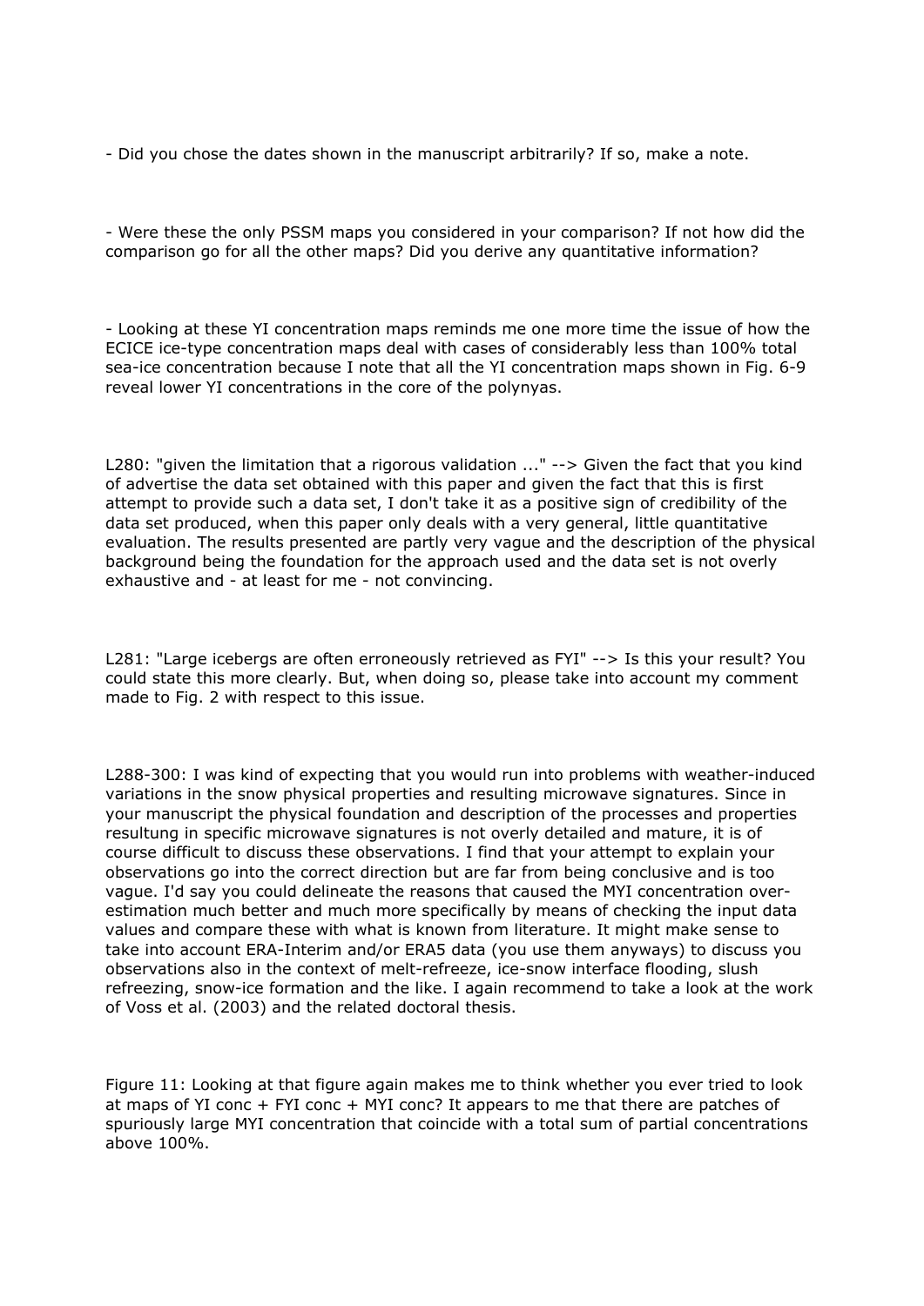- Did you chose the dates shown in the manuscript arbitrarily? If so, make a note.

- Were these the only PSSM maps you considered in your comparison? If not how did the comparison go for all the other maps? Did you derive any quantitative information?

- Looking at these YI concentration maps reminds me one more time the issue of how the ECICE ice-type concentration maps deal with cases of considerably less than 100% total sea-ice concentration because I note that all the YI concentration maps shown in Fig. 6-9 reveal lower YI concentrations in the core of the polynyas.

L280: "given the limitation that a rigorous validation ..." --> Given the fact that you kind of advertise the data set obtained with this paper and given the fact that this is first attempt to provide such a data set, I don't take it as a positive sign of credibility of the data set produced, when this paper only deals with a very general, little quantitative evaluation. The results presented are partly very vague and the description of the physical background being the foundation for the approach used and the data set is not overly exhaustive and - at least for me - not convincing.

L281: "Large icebergs are often erroneously retrieved as FYI" --> Is this your result? You could state this more clearly. But, when doing so, please take into account my comment made to Fig. 2 with respect to this issue.

L288-300: I was kind of expecting that you would run into problems with weather-induced variations in the snow physical properties and resulting microwave signatures. Since in your manuscript the physical foundation and description of the processes and properties resultung in specific microwave signatures is not overly detailed and mature, it is of course difficult to discuss these observations. I find that your attempt to explain your observations go into the correct direction but are far from being conclusive and is too vague. I'd say you could delineate the reasons that caused the MYI concentration over-estimation much better and much more specifically by means of checking the input data values and compare these with what is known from literature. It might make sense to take into account ERA-Interim and/or ERA5 data (you use them anyways) to discuss you observations also in the context of melt-refreeze, ice-snow interface flooding, slush refreezing, snow-ice formation and the like. I again recommend to take a look at the work of Voss et al. (2003) and the related doctoral thesis.

Figure 11: Looking at that figure again makes me to think whether you ever tried to look at maps of YI conc + FYI conc + MYI conc? It appears to me that there are patches of spuriously large MYI concentration that coincide with a total sum of partial concentrations above 100%.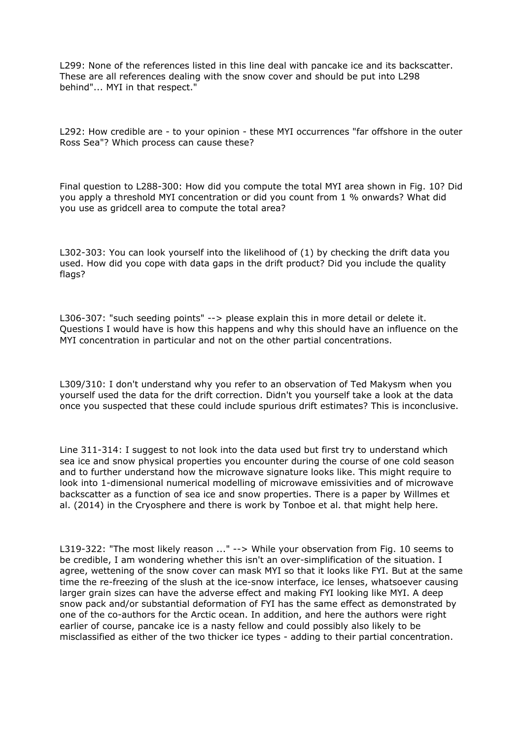L299: None of the references listed in this line deal with pancake ice and its backscatter. These are all references dealing with the snow cover and should be put into L298 behind"... MYI in that respect."

L292: How credible are - to your opinion - these MYI occurrences "far offshore in the outer Ross Sea"? Which process can cause these?

Final question to L288-300: How did you compute the total MYI area shown in Fig. 10? Did you apply a threshold MYI concentration or did you count from 1 % onwards? What did you use as gridcell area to compute the total area?

L302-303: You can look yourself into the likelihood of (1) by checking the drift data you used. How did you cope with data gaps in the drift product? Did you include the quality flags?

L306-307: "such seeding points" --> please explain this in more detail or delete it. Questions I would have is how this happens and why this should have an influence on the MYI concentration in particular and not on the other partial concentrations.

L309/310: I don't understand why you refer to an observation of Ted Makysm when you yourself used the data for the drift correction. Didn't you yourself take a look at the data once you suspected that these could include spurious drift estimates? This is inconclusive.

Line 311-314: I suggest to not look into the data used but first try to understand which sea ice and snow physical properties you encounter during the course of one cold season and to further understand how the microwave signature looks like. This might require to look into 1-dimensional numerical modelling of microwave emissivities and of microwave backscatter as a function of sea ice and snow properties. There is a paper by Willmes et al. (2014) in the Cryosphere and there is work by Tonboe et al. that might help here.

L319-322: "The most likely reason ..." --> While your observation from Fig. 10 seems to be credible, I am wondering whether this isn't an over-simplification of the situation. I agree, wettening of the snow cover can mask MYI so that it looks like FYI. But at the same time the re-freezing of the slush at the ice-snow interface, ice lenses, whatsoever causing larger grain sizes can have the adverse effect and making FYI looking like MYI. A deep snow pack and/or substantial deformation of FYI has the same effect as demonstrated by one of the co-authors for the Arctic ocean. In addition, and here the authors were right earlier of course, pancake ice is a nasty fellow and could possibly also likely to be misclassified as either of the two thicker ice types - adding to their partial concentration.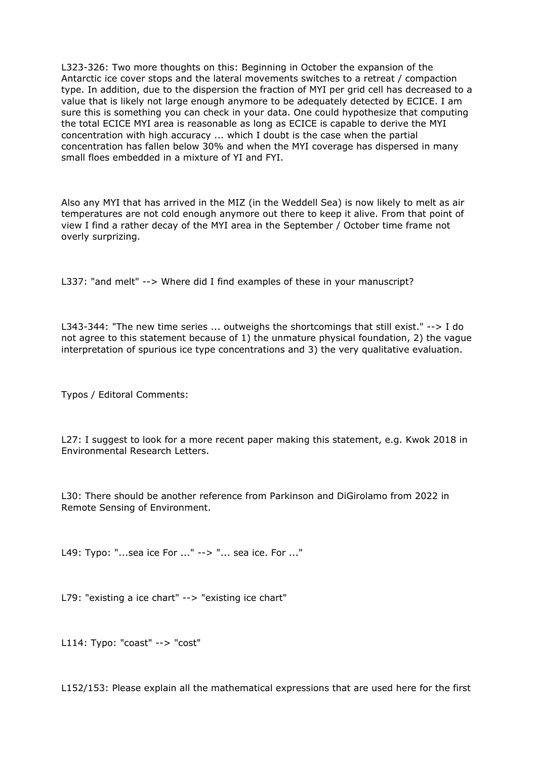L323-326: Two more thoughts on this: Beginning in October the expansion of the Antarctic ice cover stops and the lateral movements switches to a retreat / compaction type. In addition, due to the dispersion the fraction of MYI per grid cell has decreased to a value that is likely not large enough anymore to be adequately detected by ECICE. I am sure this is something you can check in your data. One could hypothesize that computing the total ECICE MYI area is reasonable as long as ECICE is capable to derive the MYI concentration with high accuracy ... which I doubt is the case when the partial concentration has fallen below 30% and when the MYI coverage has dispersed in many small floes embedded in a mixture of YI and FYI.

Also any MYI that has arrived in the MIZ (in the Weddell Sea) is now likely to melt as air temperatures are not cold enough anymore out there to keep it alive. From that point of view I find a rather decay of the MYI area in the September / October time frame not overly surprizing.

L337: "and melt" --> Where did I find examples of these in your manuscript?

L343-344: "The new time series ... outweighs the shortcomings that still exist." --> I do not agree to this statement because of 1) the unmature physical foundation, 2) the vague interpretation of spurious ice type concentrations and 3) the very qualitative evaluation.

Typos / Editoral Comments:

L27: I suggest to look for a more recent paper making this statement, e.g. Kwok 2018 in Environmental Research Letters.

L30: There should be another reference from Parkinson and DiGirolamo from 2022 in Remote Sensing of Environment.

L49: Typo: "...sea ice For ..." --> "... sea ice. For ..."

L79: "existing a ice chart" --> "existing ice chart"

L114: Typo: "coast" --> "cost"

L152/153: Please explain all the mathematical expressions that are used here for the first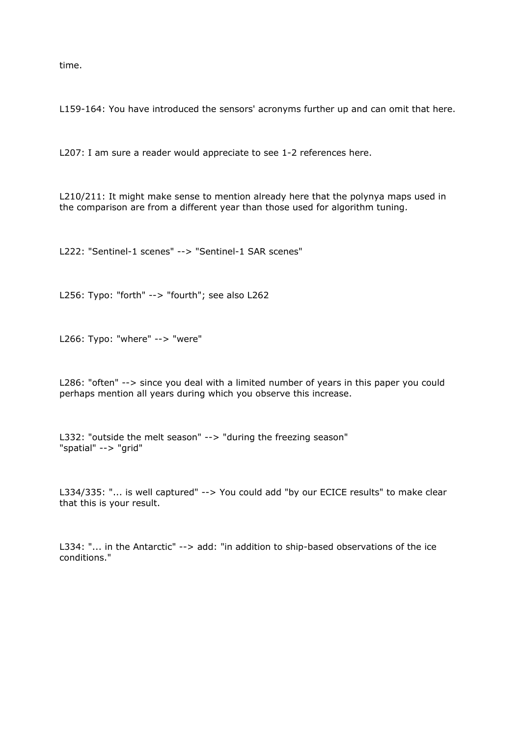time.

L159-164: You have introduced the sensors' acronyms further up and can omit that here.

L207: I am sure a reader would appreciate to see 1-2 references here.

L210/211: It might make sense to mention already here that the polynya maps used in the comparison are from a different year than those used for algorithm tuning.

L222: "Sentinel-1 scenes" --> "Sentinel-1 SAR scenes"

L256: Typo: "forth" --> "fourth"; see also L262

L266: Typo: "where" --> "were"

L286: "often" --> since you deal with a limited number of years in this paper you could perhaps mention all years during which you observe this increase.

L332: "outside the melt season" --> "during the freezing season"
"spatial" --> "grid"

L334/335: "... is well captured" --> You could add "by our ECICE results" to make clear that this is your result.

L334: "... in the Antarctic" --> add: "in addition to ship-based observations of the ice conditions."